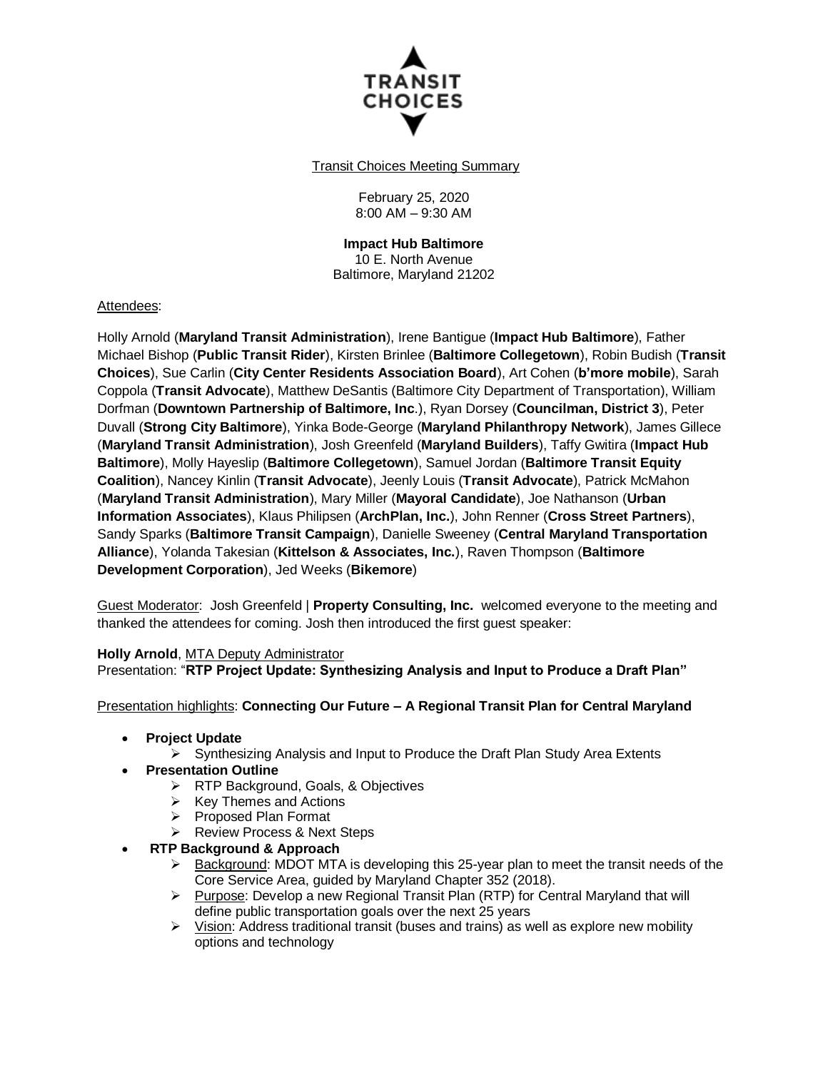TRANSIT CHOICES

Transit Choices Meeting Summary

February 25, 2020
8:00 AM – 9:30 AM

**Impact Hub Baltimore**
10 E. North Avenue
Baltimore, Maryland 21202

Attendees:

Holly Arnold (**Maryland Transit Administration**), Irene Bantigue (**Impact Hub Baltimore**), Father Michael Bishop (**Public Transit Rider**), Kirsten Brinlee (**Baltimore Collegetown**), Robin Budish (**Transit Choices**), Sue Carlin (**City Center Residents Association Board**), Art Cohen (**b'more mobile**), Sarah Coppola (**Transit Advocate**), Matthew DeSantis (Baltimore City Department of Transportation), William Dorfman (**Downtown Partnership of Baltimore, Inc**.), Ryan Dorsey (**Councilman, District 3**), Peter Duvall (**Strong City Baltimore**), Yinka Bode-George (**Maryland Philanthropy Network**), James Gillece (**Maryland Transit Administration**), Josh Greenfeld (**Maryland Builders**), Taffy Gwitira (**Impact Hub Baltimore**), Molly Hayeslip (**Baltimore Collegetown**), Samuel Jordan (**Baltimore Transit Equity Coalition**), Nancey Kinlin (**Transit Advocate**), Jeenly Louis (**Transit Advocate**), Patrick McMahon (**Maryland Transit Administration**), Mary Miller (**Mayoral Candidate**), Joe Nathanson (**Urban Information Associates**), Klaus Philipsen (**ArchPlan, Inc.**), John Renner (**Cross Street Partners**), Sandy Sparks (**Baltimore Transit Campaign**), Danielle Sweeney (**Central Maryland Transportation Alliance**), Yolanda Takesian (**Kittelson & Associates, Inc.**), Raven Thompson (**Baltimore Development Corporation**), Jed Weeks (**Bikemore**)

Guest Moderator: Josh Greenfeld | **Property Consulting, Inc.** welcomed everyone to the meeting and thanked the attendees for coming. Josh then introduced the first guest speaker:

**Holly Arnold**, MTA Deputy Administrator
Presentation: "**RTP Project Update: Synthesizing Analysis and Input to Produce a Draft Plan"**

Presentation highlights: **Connecting Our Future – A Regional Transit Plan for Central Maryland**

- **Project Update**
  - Synthesizing Analysis and Input to Produce the Draft Plan Study Area Extents
- **Presentation Outline**
  - RTP Background, Goals, & Objectives
  - Key Themes and Actions
  - Proposed Plan Format
  - Review Process & Next Steps
- **RTP Background & Approach**
  - Background: MDOT MTA is developing this 25-year plan to meet the transit needs of the Core Service Area, guided by Maryland Chapter 352 (2018).
  - Purpose: Develop a new Regional Transit Plan (RTP) for Central Maryland that will define public transportation goals over the next 25 years
  - Vision: Address traditional transit (buses and trains) as well as explore new mobility options and technology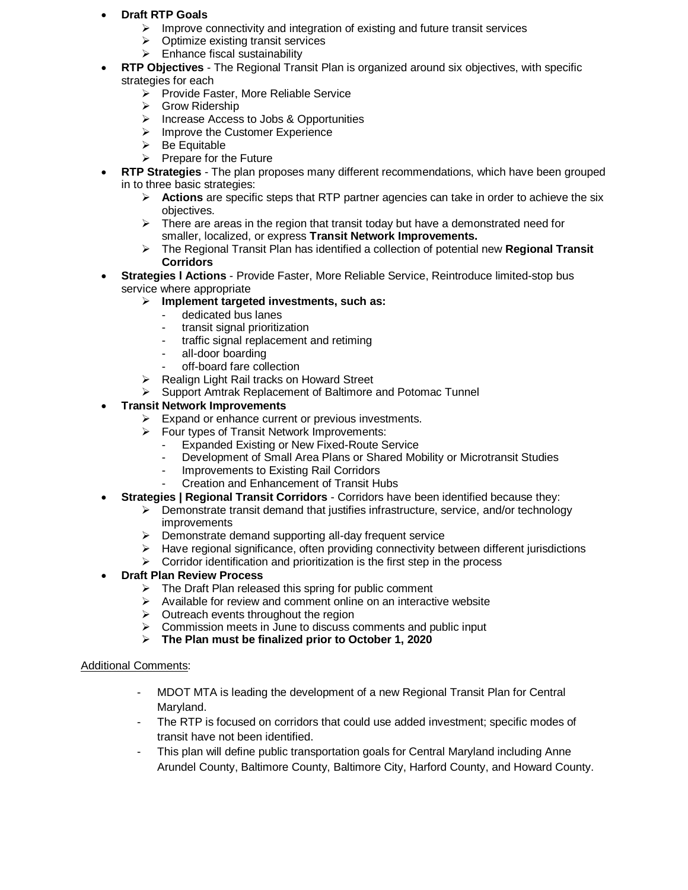- **Draft RTP Goals**
  - Improve connectivity and integration of existing and future transit services
  - Optimize existing transit services
  - Enhance fiscal sustainability
- **RTP Objectives** - The Regional Transit Plan is organized around six objectives, with specific strategies for each
  - Provide Faster, More Reliable Service
  - Grow Ridership
  - Increase Access to Jobs & Opportunities
  - Improve the Customer Experience
  - Be Equitable
  - Prepare for the Future
- **RTP Strategies** - The plan proposes many different recommendations, which have been grouped in to three basic strategies:
  - **Actions** are specific steps that RTP partner agencies can take in order to achieve the six objectives.
  - There are areas in the region that transit today but have a demonstrated need for smaller, localized, or express **Transit Network Improvements.**
  - The Regional Transit Plan has identified a collection of potential new **Regional Transit Corridors**
- **Strategies l Actions** - Provide Faster, More Reliable Service, Reintroduce limited-stop bus service where appropriate
  - **Implement targeted investments, such as:**
    - dedicated bus lanes
    - transit signal prioritization
    - traffic signal replacement and retiming
    - all-door boarding
    - off-board fare collection
  - Realign Light Rail tracks on Howard Street
  - Support Amtrak Replacement of Baltimore and Potomac Tunnel
- **Transit Network Improvements**
  - Expand or enhance current or previous investments.
  - Four types of Transit Network Improvements:
    - Expanded Existing or New Fixed-Route Service
    - Development of Small Area Plans or Shared Mobility or Microtransit Studies
    - Improvements to Existing Rail Corridors
    - Creation and Enhancement of Transit Hubs
- **Strategies | Regional Transit Corridors** - Corridors have been identified because they:
  - Demonstrate transit demand that justifies infrastructure, service, and/or technology improvements
  - Demonstrate demand supporting all-day frequent service
  - Have regional significance, often providing connectivity between different jurisdictions
  - Corridor identification and prioritization is the first step in the process
- **Draft Plan Review Process**
  - The Draft Plan released this spring for public comment
  - Available for review and comment online on an interactive website
  - Outreach events throughout the region
  - Commission meets in June to discuss comments and public input
  - **The Plan must be finalized prior to October 1, 2020**

<u>Additional Comments</u>:

- MDOT MTA is leading the development of a new Regional Transit Plan for Central Maryland.
- The RTP is focused on corridors that could use added investment; specific modes of transit have not been identified.
- This plan will define public transportation goals for Central Maryland including Anne Arundel County, Baltimore County, Baltimore City, Harford County, and Howard County.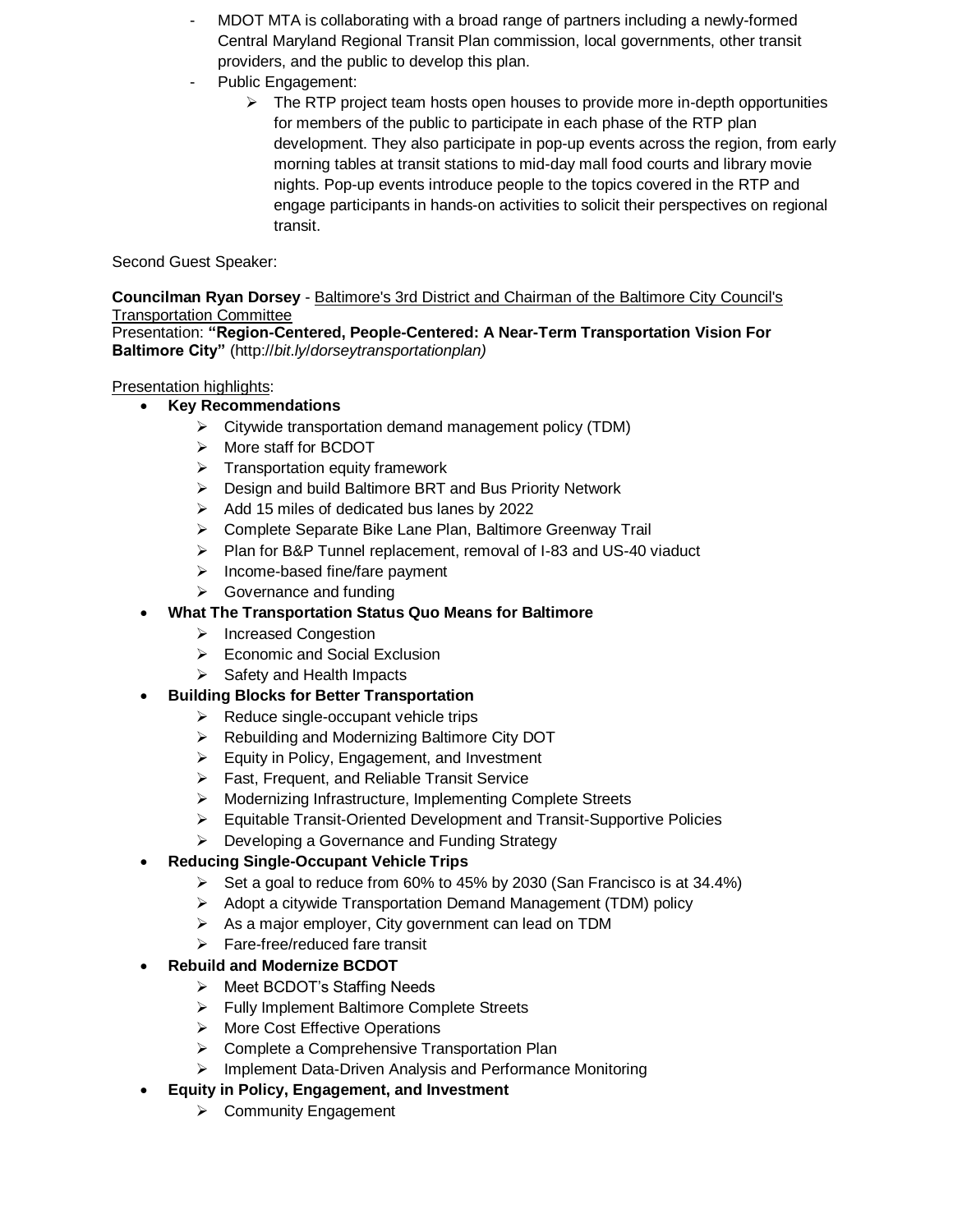- MDOT MTA is collaborating with a broad range of partners including a newly-formed Central Maryland Regional Transit Plan commission, local governments, other transit providers, and the public to develop this plan.
- Public Engagement:
  - The RTP project team hosts open houses to provide more in-depth opportunities for members of the public to participate in each phase of the RTP plan development. They also participate in pop-up events across the region, from early morning tables at transit stations to mid-day mall food courts and library movie nights. Pop-up events introduce people to the topics covered in the RTP and engage participants in hands-on activities to solicit their perspectives on regional transit.

Second Guest Speaker:

**Councilman Ryan Dorsey** - Baltimore's 3rd District and Chairman of the Baltimore City Council's Transportation Committee
Presentation: **"Region-Centered, People-Centered: A Near-Term Transportation Vision For Baltimore City"** (http://*bit.ly/dorseytransportationplan)*

Presentation highlights:

- **Key Recommendations**
  - Citywide transportation demand management policy (TDM)
  - More staff for BCDOT
  - Transportation equity framework
  - Design and build Baltimore BRT and Bus Priority Network
  - Add 15 miles of dedicated bus lanes by 2022
  - Complete Separate Bike Lane Plan, Baltimore Greenway Trail
  - Plan for B&P Tunnel replacement, removal of I-83 and US-40 viaduct
  - Income-based fine/fare payment
  - Governance and funding
- **What The Transportation Status Quo Means for Baltimore**
  - Increased Congestion
  - Economic and Social Exclusion
  - Safety and Health Impacts
- **Building Blocks for Better Transportation**
  - Reduce single-occupant vehicle trips
  - Rebuilding and Modernizing Baltimore City DOT
  - Equity in Policy, Engagement, and Investment
  - Fast, Frequent, and Reliable Transit Service
  - Modernizing Infrastructure, Implementing Complete Streets
  - Equitable Transit-Oriented Development and Transit-Supportive Policies
  - Developing a Governance and Funding Strategy
- **Reducing Single-Occupant Vehicle Trips**
  - Set a goal to reduce from 60% to 45% by 2030 (San Francisco is at 34.4%)
  - Adopt a citywide Transportation Demand Management (TDM) policy
  - As a major employer, City government can lead on TDM
  - Fare-free/reduced fare transit
- **Rebuild and Modernize BCDOT**
  - Meet BCDOT's Staffing Needs
  - Fully Implement Baltimore Complete Streets
  - More Cost Effective Operations
  - Complete a Comprehensive Transportation Plan
  - Implement Data-Driven Analysis and Performance Monitoring
- **Equity in Policy, Engagement, and Investment**
  - Community Engagement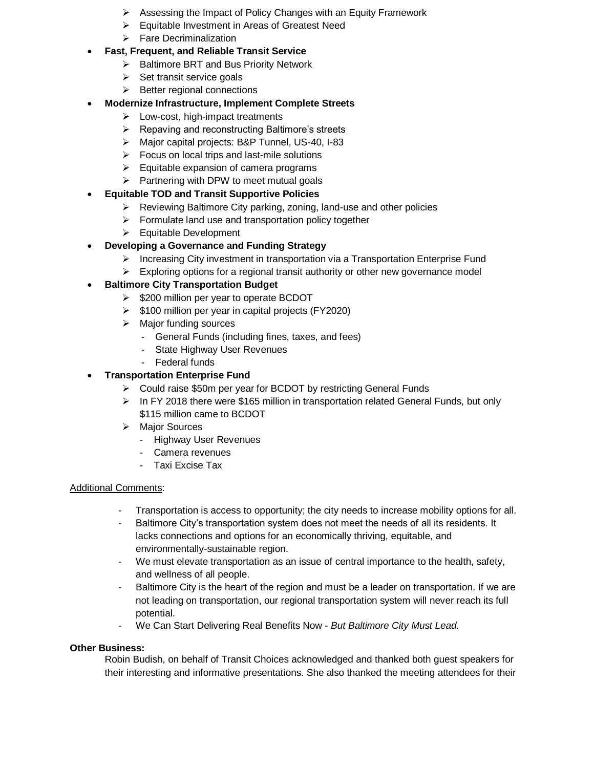- Assessing the Impact of Policy Changes with an Equity Framework
    - Equitable Investment in Areas of Greatest Need
    - Fare Decriminalization
- **Fast, Frequent, and Reliable Transit Service**
    - Baltimore BRT and Bus Priority Network
    - Set transit service goals
    - Better regional connections
- **Modernize Infrastructure, Implement Complete Streets**
    - Low-cost, high-impact treatments
    - Repaving and reconstructing Baltimore's streets
    - Major capital projects: B&P Tunnel, US-40, I-83
    - Focus on local trips and last-mile solutions
    - Equitable expansion of camera programs
    - Partnering with DPW to meet mutual goals
- **Equitable TOD and Transit Supportive Policies**
    - Reviewing Baltimore City parking, zoning, land-use and other policies
    - Formulate land use and transportation policy together
    - Equitable Development
- **Developing a Governance and Funding Strategy**
    - Increasing City investment in transportation via a Transportation Enterprise Fund
    - Exploring options for a regional transit authority or other new governance model
- **Baltimore City Transportation Budget**
    - $200 million per year to operate BCDOT
    - $100 million per year in capital projects (FY2020)
    - Major funding sources
        - General Funds (including fines, taxes, and fees)
        - State Highway User Revenues
        - Federal funds
- **Transportation Enterprise Fund**
    - Could raise $50m per year for BCDOT by restricting General Funds
    - In FY 2018 there were $165 million in transportation related General Funds, but only $115 million came to BCDOT
    - Major Sources
        - Highway User Revenues
        - Camera revenues
        - Taxi Excise Tax

Additional Comments:

- Transportation is access to opportunity; the city needs to increase mobility options for all.
- Baltimore City's transportation system does not meet the needs of all its residents. It lacks connections and options for an economically thriving, equitable, and environmentally-sustainable region.
- We must elevate transportation as an issue of central importance to the health, safety, and wellness of all people.
- Baltimore City is the heart of the region and must be a leader on transportation. If we are not leading on transportation, our regional transportation system will never reach its full potential.
- We Can Start Delivering Real Benefits Now - *But Baltimore City Must Lead.*

**Other Business:**

Robin Budish, on behalf of Transit Choices acknowledged and thanked both guest speakers for their interesting and informative presentations. She also thanked the meeting attendees for their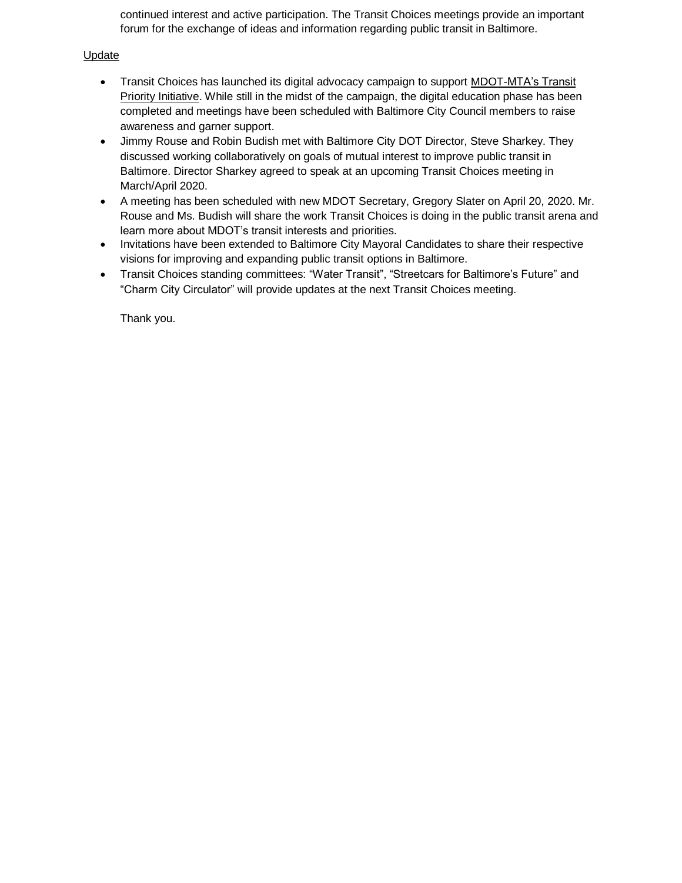continued interest and active participation. The Transit Choices meetings provide an important forum for the exchange of ideas and information regarding public transit in Baltimore.

Update

- Transit Choices has launched its digital advocacy campaign to support MDOT-MTA's Transit Priority Initiative. While still in the midst of the campaign, the digital education phase has been completed and meetings have been scheduled with Baltimore City Council members to raise awareness and garner support.
- Jimmy Rouse and Robin Budish met with Baltimore City DOT Director, Steve Sharkey. They discussed working collaboratively on goals of mutual interest to improve public transit in Baltimore. Director Sharkey agreed to speak at an upcoming Transit Choices meeting in March/April 2020.
- A meeting has been scheduled with new MDOT Secretary, Gregory Slater on April 20, 2020. Mr. Rouse and Ms. Budish will share the work Transit Choices is doing in the public transit arena and learn more about MDOT's transit interests and priorities.
- Invitations have been extended to Baltimore City Mayoral Candidates to share their respective visions for improving and expanding public transit options in Baltimore.
- Transit Choices standing committees: "Water Transit", "Streetcars for Baltimore's Future" and "Charm City Circulator" will provide updates at the next Transit Choices meeting.

Thank you.